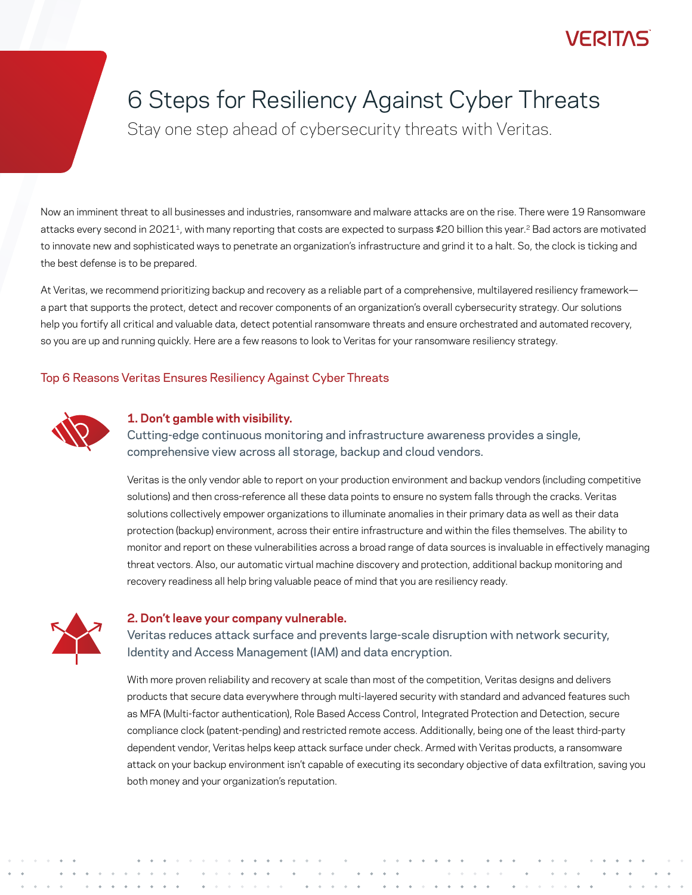# 6 Steps for Resiliency Against Cyber Threats

Stay one step ahead of cybersecurity threats with Veritas.

Now an imminent threat to all businesses and industries, ransomware and malware attacks are on the rise. There were 19 Ransomware attacks every second in 2021[1], with many reporting that costs are expected to surpass $20 billion this year.[2] Bad actors are motivated to innovate new and sophisticated ways to penetrate an organization's infrastructure and grind it to a halt. So, the clock is ticking and the best defense is to be prepared.

At Veritas, we recommend prioritizing backup and recovery as a reliable part of a comprehensive, multilayered resiliency framework—a part that supports the protect, detect and recover components of an organization's overall cybersecurity strategy. Our solutions help you fortify all critical and valuable data, detect potential ransomware threats and ensure orchestrated and automated recovery, so you are up and running quickly. Here are a few reasons to look to Veritas for your ransomware resiliency strategy.

## Top 6 Reasons Veritas Ensures Resiliency Against Cyber Threats

### 1. Don't gamble with visibility.

Cutting-edge continuous monitoring and infrastructure awareness provides a single, comprehensive view across all storage, backup and cloud vendors.

Veritas is the only vendor able to report on your production environment and backup vendors (including competitive solutions) and then cross-reference all these data points to ensure no system falls through the cracks. Veritas solutions collectively empower organizations to illuminate anomalies in their primary data as well as their data protection (backup) environment, across their entire infrastructure and within the files themselves. The ability to monitor and report on these vulnerabilities across a broad range of data sources is invaluable in effectively managing threat vectors. Also, our automatic virtual machine discovery and protection, additional backup monitoring and recovery readiness all help bring valuable peace of mind that you are resiliency ready.

### 2. Don't leave your company vulnerable.

Veritas reduces attack surface and prevents large-scale disruption with network security, Identity and Access Management (IAM) and data encryption.

With more proven reliability and recovery at scale than most of the competition, Veritas designs and delivers products that secure data everywhere through multi-layered security with standard and advanced features such as MFA (Multi-factor authentication), Role Based Access Control, Integrated Protection and Detection, secure compliance clock (patent-pending) and restricted remote access. Additionally, being one of the least third-party dependent vendor, Veritas helps keep attack surface under check. Armed with Veritas products, a ransomware attack on your backup environment isn't capable of executing its secondary objective of data exfiltration, saving you both money and your organization's reputation.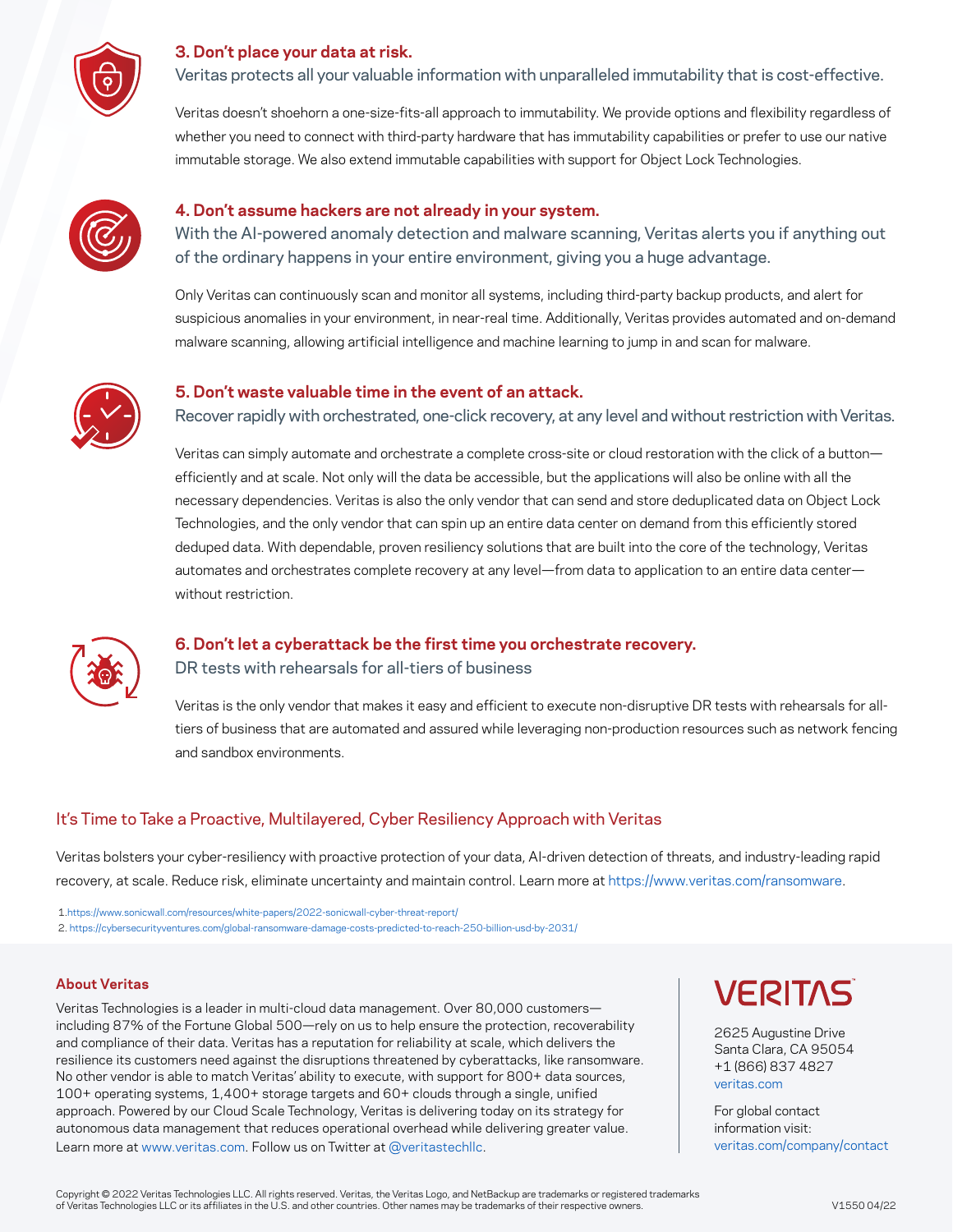### 3. Don't place your data at risk.

Veritas protects all your valuable information with unparalleled immutability that is cost-effective.

Veritas doesn't shoehorn a one-size-fits-all approach to immutability. We provide options and flexibility regardless of whether you need to connect with third-party hardware that has immutability capabilities or prefer to use our native immutable storage. We also extend immutable capabilities with support for Object Lock Technologies.

### 4. Don't assume hackers are not already in your system.

With the AI-powered anomaly detection and malware scanning, Veritas alerts you if anything out of the ordinary happens in your entire environment, giving you a huge advantage.

Only Veritas can continuously scan and monitor all systems, including third-party backup products, and alert for suspicious anomalies in your environment, in near-real time. Additionally, Veritas provides automated and on-demand malware scanning, allowing artificial intelligence and machine learning to jump in and scan for malware.

### 5. Don't waste valuable time in the event of an attack.

Recover rapidly with orchestrated, one-click recovery, at any level and without restriction with Veritas.

Veritas can simply automate and orchestrate a complete cross-site or cloud restoration with the click of a button—efficiently and at scale. Not only will the data be accessible, but the applications will also be online with all the necessary dependencies. Veritas is also the only vendor that can send and store deduplicated data on Object Lock Technologies, and the only vendor that can spin up an entire data center on demand from this efficiently stored deduped data. With dependable, proven resiliency solutions that are built into the core of the technology, Veritas automates and orchestrates complete recovery at any level—from data to application to an entire data center—without restriction.

### 6. Don't let a cyberattack be the first time you orchestrate recovery.

DR tests with rehearsals for all-tiers of business

Veritas is the only vendor that makes it easy and efficient to execute non-disruptive DR tests with rehearsals for all-tiers of business that are automated and assured while leveraging non-production resources such as network fencing and sandbox environments.

## It's Time to Take a Proactive, Multilayered, Cyber Resiliency Approach with Veritas

Veritas bolsters your cyber-resiliency with proactive protection of your data, AI-driven detection of threats, and industry-leading rapid recovery, at scale. Reduce risk, eliminate uncertainty and maintain control. Learn more at https://www.veritas.com/ransomware.

1. https://www.sonicwall.com/resources/white-papers/2022-sonicwall-cyber-threat-report/
2. https://cybersecurityventures.com/global-ransomware-damage-costs-predicted-to-reach-250-billion-usd-by-2031/

### About Veritas

Veritas Technologies is a leader in multi-cloud data management. Over 80,000 customers—including 87% of the Fortune Global 500—rely on us to help ensure the protection, recoverability and compliance of their data. Veritas has a reputation for reliability at scale, which delivers the resilience its customers need against the disruptions threatened by cyberattacks, like ransomware. No other vendor is able to match Veritas' ability to execute, with support for 800+ data sources, 100+ operating systems, 1,400+ storage targets and 60+ clouds through a single, unified approach. Powered by our Cloud Scale Technology, Veritas is delivering today on its strategy for autonomous data management that reduces operational overhead while delivering greater value. Learn more at www.veritas.com. Follow us on Twitter at @veritastechllc.

VERITAS

2625 Augustine Drive
Santa Clara, CA 95054
+1 (866) 837 4827
veritas.com

For global contact information visit:
veritas.com/company/contact

Copyright © 2022 Veritas Technologies LLC. All rights reserved. Veritas, the Veritas Logo, and NetBackup are trademarks or registered trademarks of Veritas Technologies LLC or its affiliates in the U.S. and other countries. Other names may be trademarks of their respective owners.

V1550 04/22